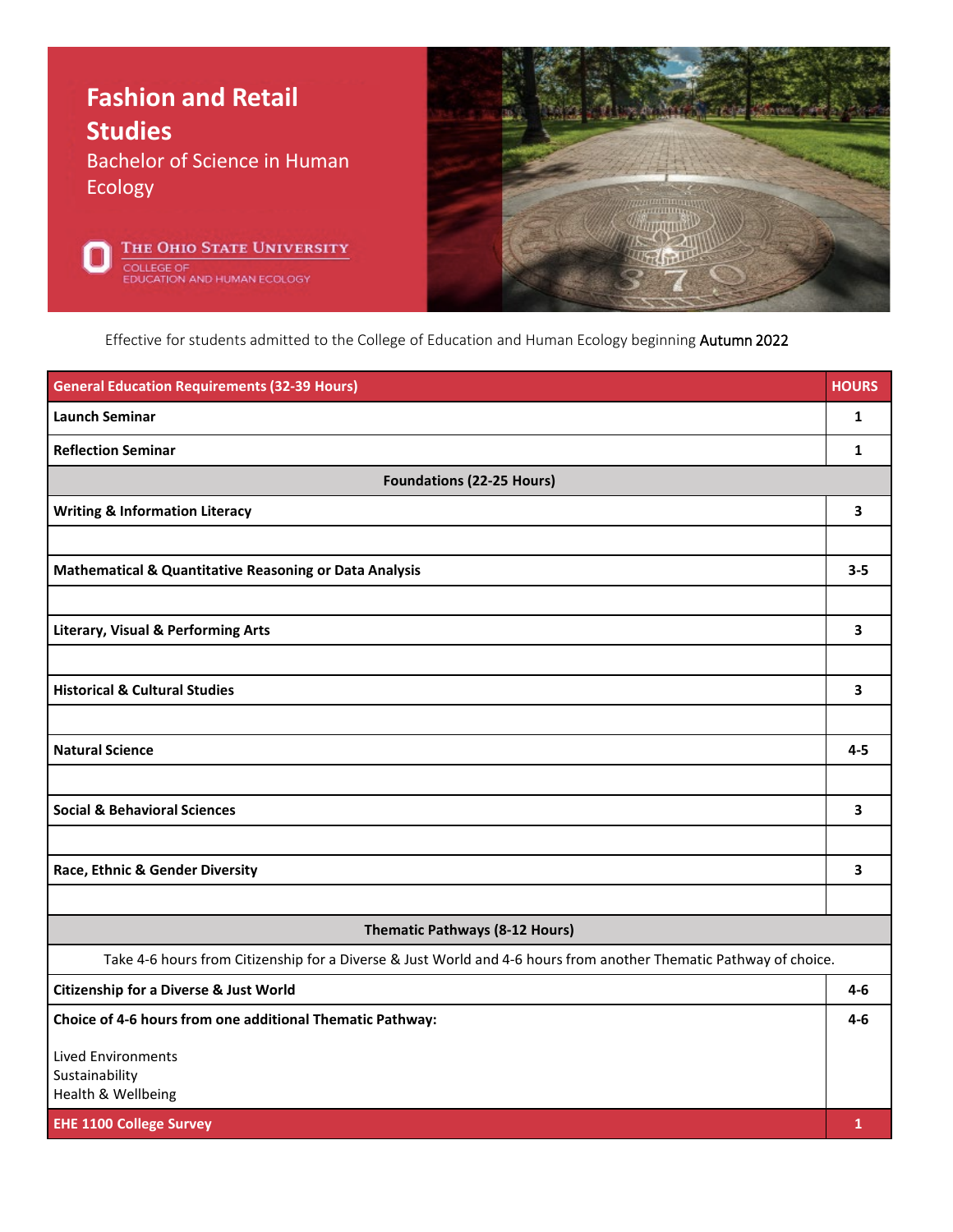# Fashion and Retail Studies

## Bachelor of Science in Human Ecology

The Ohio State University
College of Education and Human Ecology

Effective for students admitted to the College of Education and Human Ecology beginning Autumn 2022

| General Education Requirements (32-39 Hours) | HOURS |
| --- | --- |
| **Launch Seminar** | **1** |
| **Reflection Seminar** | **1** |
| **Foundations (22-25 Hours)** | |
| **Writing & Information Literacy** | **3** |
| | |
| **Mathematical & Quantitative Reasoning or Data Analysis** | **3-5** |
| | |
| **Literary, Visual & Performing Arts** | **3** |
| | |
| **Historical & Cultural Studies** | **3** |
| | |
| **Natural Science** | **4-5** |
| | |
| **Social & Behavioral Sciences** | **3** |
| | |
| **Race, Ethnic & Gender Diversity** | **3** |
| | |
| **Thematic Pathways (8-12 Hours)** | |
| Take 4-6 hours from Citizenship for a Diverse & Just World and 4-6 hours from another Thematic Pathway of choice. | |
| **Citizenship for a Diverse & Just World** | **4-6** |
| **Choice of 4-6 hours from one additional Thematic Pathway:** Lived Environments, Sustainability, Health & Wellbeing | **4-6** |
| **EHE 1100 College Survey** | **1** |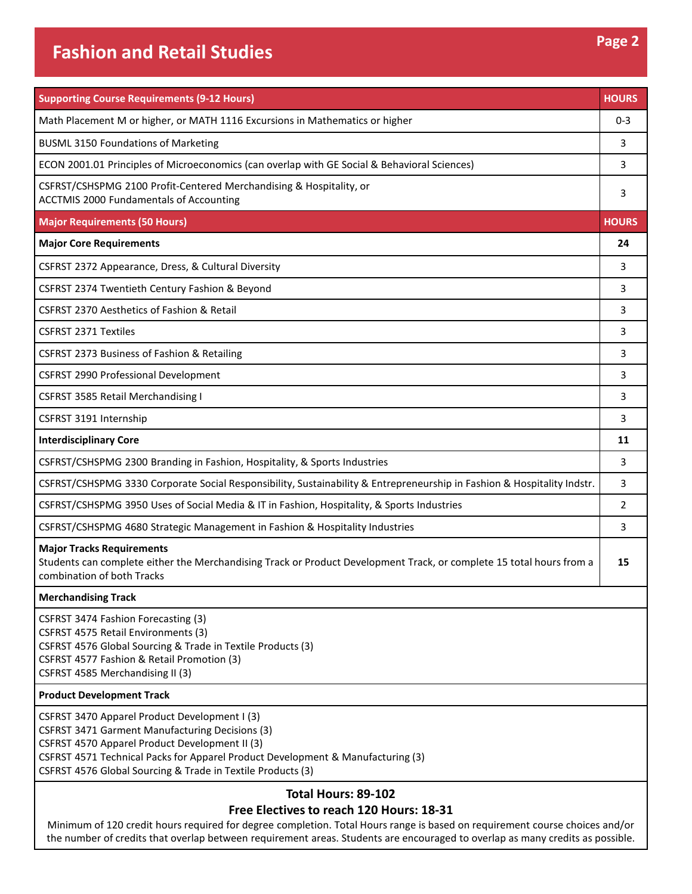# Fashion and Retail Studies

| Supporting Course Requirements (9-12 Hours) | HOURS |
|---|---|
| Math Placement M or higher, or MATH 1116 Excursions in Mathematics or higher | 0-3 |
| BUSML 3150 Foundations of Marketing | 3 |
| ECON 2001.01 Principles of Microeconomics (can overlap with GE Social & Behavioral Sciences) | 3 |
| CSFRST/CSHSPMG 2100 Profit-Centered Merchandising & Hospitality, or ACCTMIS 2000 Fundamentals of Accounting | 3 |

| Major Requirements (50 Hours) | HOURS |
|---|---|
| **Major Core Requirements** | **24** |
| CSFRST 2372 Appearance, Dress, & Cultural Diversity | 3 |
| CSFRST 2374 Twentieth Century Fashion & Beyond | 3 |
| CSFRST 2370 Aesthetics of Fashion & Retail | 3 |
| CSFRST 2371 Textiles | 3 |
| CSFRST 2373 Business of Fashion & Retailing | 3 |
| CSFRST 2990 Professional Development | 3 |
| CSFRST 3585 Retail Merchandising I | 3 |
| CSFRST 3191 Internship | 3 |
| **Interdisciplinary Core** | **11** |
| CSFRST/CSHSPMG 2300 Branding in Fashion, Hospitality, & Sports Industries | 3 |
| CSFRST/CSHSPMG 3330 Corporate Social Responsibility, Sustainability & Entrepreneurship in Fashion & Hospitality Indstr. | 3 |
| CSFRST/CSHSPMG 3950 Uses of Social Media & IT in Fashion, Hospitality, & Sports Industries | 2 |
| CSFRST/CSHSPMG 4680 Strategic Management in Fashion & Hospitality Industries | 3 |
| **Major Tracks Requirements** Students can complete either the Merchandising Track or Product Development Track, or complete 15 total hours from a combination of both Tracks | **15** |

**Merchandising Track**

- CSFRST 3474 Fashion Forecasting (3)
- CSFRST 4575 Retail Environments (3)
- CSFRST 4576 Global Sourcing & Trade in Textile Products (3)
- CSFRST 4577 Fashion & Retail Promotion (3)
- CSFRST 4585 Merchandising II (3)

**Product Development Track**

- CSFRST 3470 Apparel Product Development I (3)
- CSFRST 3471 Garment Manufacturing Decisions (3)
- CSFRST 4570 Apparel Product Development II (3)
- CSFRST 4571 Technical Packs for Apparel Product Development & Manufacturing (3)
- CSFRST 4576 Global Sourcing & Trade in Textile Products (3)

**Total Hours: 89-102**

**Free Electives to reach 120 Hours: 18-31**

Minimum of 120 credit hours required for degree completion. Total Hours range is based on requirement course choices and/or the number of credits that overlap between requirement areas. Students are encouraged to overlap as many credits as possible.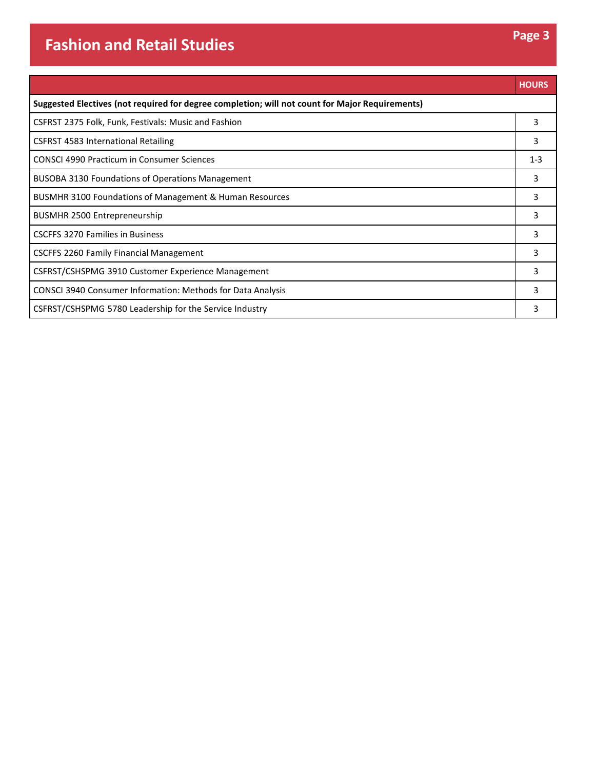# Fashion and Retail Studies

| | HOURS |
|---|---|
| **Suggested Electives (not required for degree completion; will not count for Major Requirements)** | |
| CSFRST 2375 Folk, Funk, Festivals: Music and Fashion | 3 |
| CSFRST 4583 International Retailing | 3 |
| CONSCI 4990 Practicum in Consumer Sciences | 1-3 |
| BUSOBA 3130 Foundations of Operations Management | 3 |
| BUSMHR 3100 Foundations of Management & Human Resources | 3 |
| BUSMHR 2500 Entrepreneurship | 3 |
| CSCFFS 3270 Families in Business | 3 |
| CSCFFS 2260 Family Financial Management | 3 |
| CSFRST/CSHSPMG 3910 Customer Experience Management | 3 |
| CONSCI 3940 Consumer Information: Methods for Data Analysis | 3 |
| CSFRST/CSHSPMG 5780 Leadership for the Service Industry | 3 |